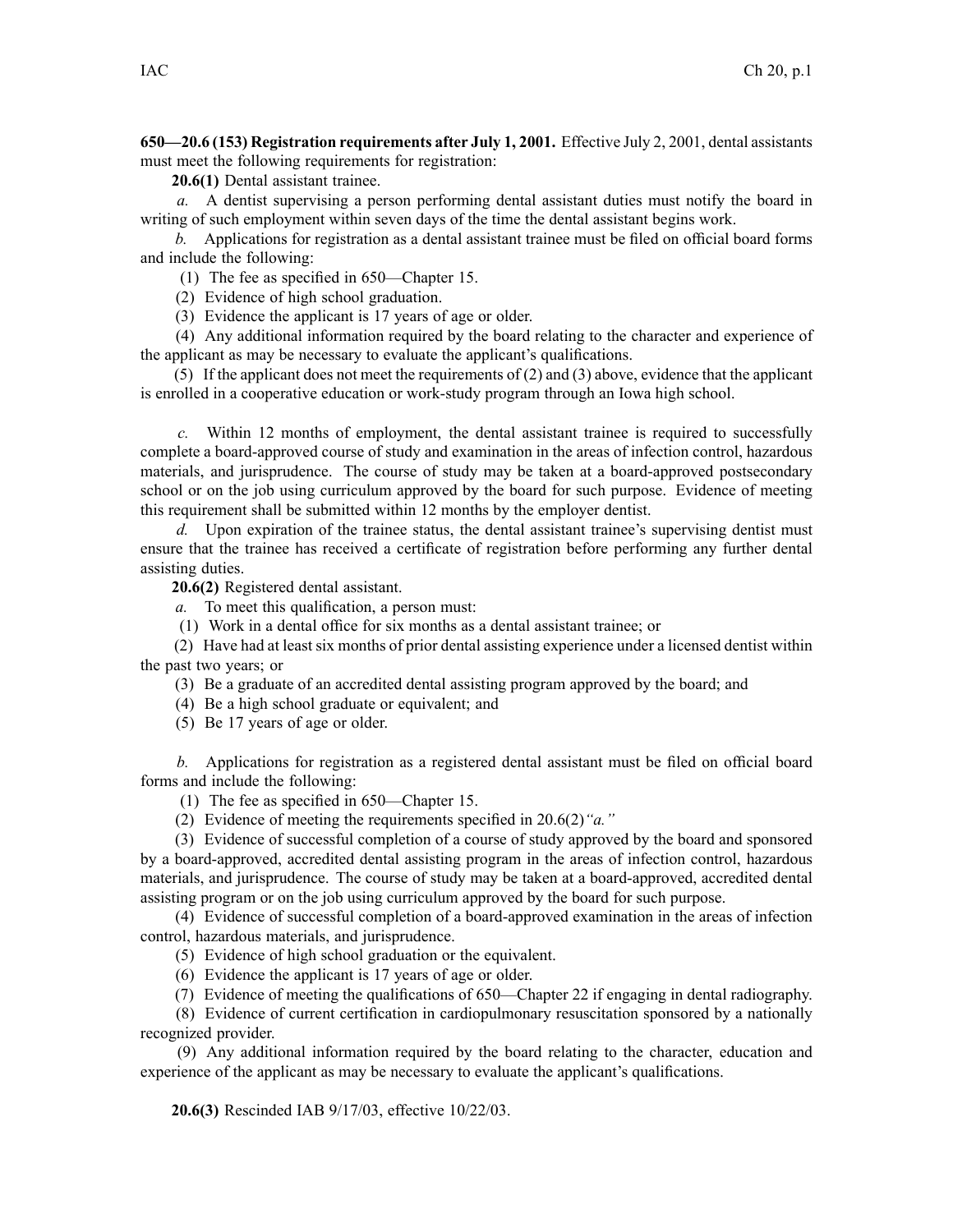**650—20.6 (153) Registration requirements after July 1, 2001.** Effective July 2, 2001, dental assistants must meet the following requirements for registration:

**20.6(1)** Dental assistant trainee.

*a.* A dentist supervising a person performing dental assistant duties must notify the board in writing of such employment within seven days of the time the dental assistant begins work.

*b.* Applications for registration as a dental assistant trainee must be filed on official board forms and include the following:

(1) The fee as specified in 650—Chapter 15.

(2) Evidence of high school graduation.

(3) Evidence the applicant is 17 years of age or older.

(4) Any additional information required by the board relating to the character and experience of the applicant as may be necessary to evaluate the applicant's qualifications.

(5) If the applicant does not meet the requirements of (2) and (3) above, evidence that the applicant is enrolled in a cooperative education or work-study program through an Iowa high school.

*c.* Within 12 months of employment, the dental assistant trainee is required to successfully complete a board-approved course of study and examination in the areas of infection control, hazardous materials, and jurisprudence. The course of study may be taken at a board-approved postsecondary school or on the job using curriculum approved by the board for such purpose. Evidence of meeting this requirement shall be submitted within 12 months by the employer dentist.

*d.* Upon expiration of the trainee status, the dental assistant trainee's supervising dentist must ensure that the trainee has received a certificate of registration before performing any further dental assisting duties.

**20.6(2)** Registered dental assistant.

*a.* To meet this qualification, a person must:

(1) Work in a dental office for six months as a dental assistant trainee; or

(2) Have had at least six months of prior dental assisting experience under a licensed dentist within the past two years; or

(3) Be a graduate of an accredited dental assisting program approved by the board; and

(4) Be a high school graduate or equivalent; and

(5) Be 17 years of age or older.

*b.* Applications for registration as a registered dental assistant must be filed on official board forms and include the following:

(1) The fee as specified in 650—Chapter 15.

(2) Evidence of meeting the requirements specified in 20.6(2)*"a."*

(3) Evidence of successful completion of a course of study approved by the board and sponsored by a board-approved, accredited dental assisting program in the areas of infection control, hazardous materials, and jurisprudence. The course of study may be taken at a board-approved, accredited dental assisting program or on the job using curriculum approved by the board for such purpose.

(4) Evidence of successful completion of a board-approved examination in the areas of infection control, hazardous materials, and jurisprudence.

(5) Evidence of high school graduation or the equivalent.

(6) Evidence the applicant is 17 years of age or older.

(7) Evidence of meeting the qualifications of 650—Chapter 22 if engaging in dental radiography.

(8) Evidence of current certification in cardiopulmonary resuscitation sponsored by a nationally recognized provider.

(9) Any additional information required by the board relating to the character, education and experience of the applicant as may be necessary to evaluate the applicant's qualifications.

**20.6(3)** Rescinded IAB 9/17/03, effective 10/22/03.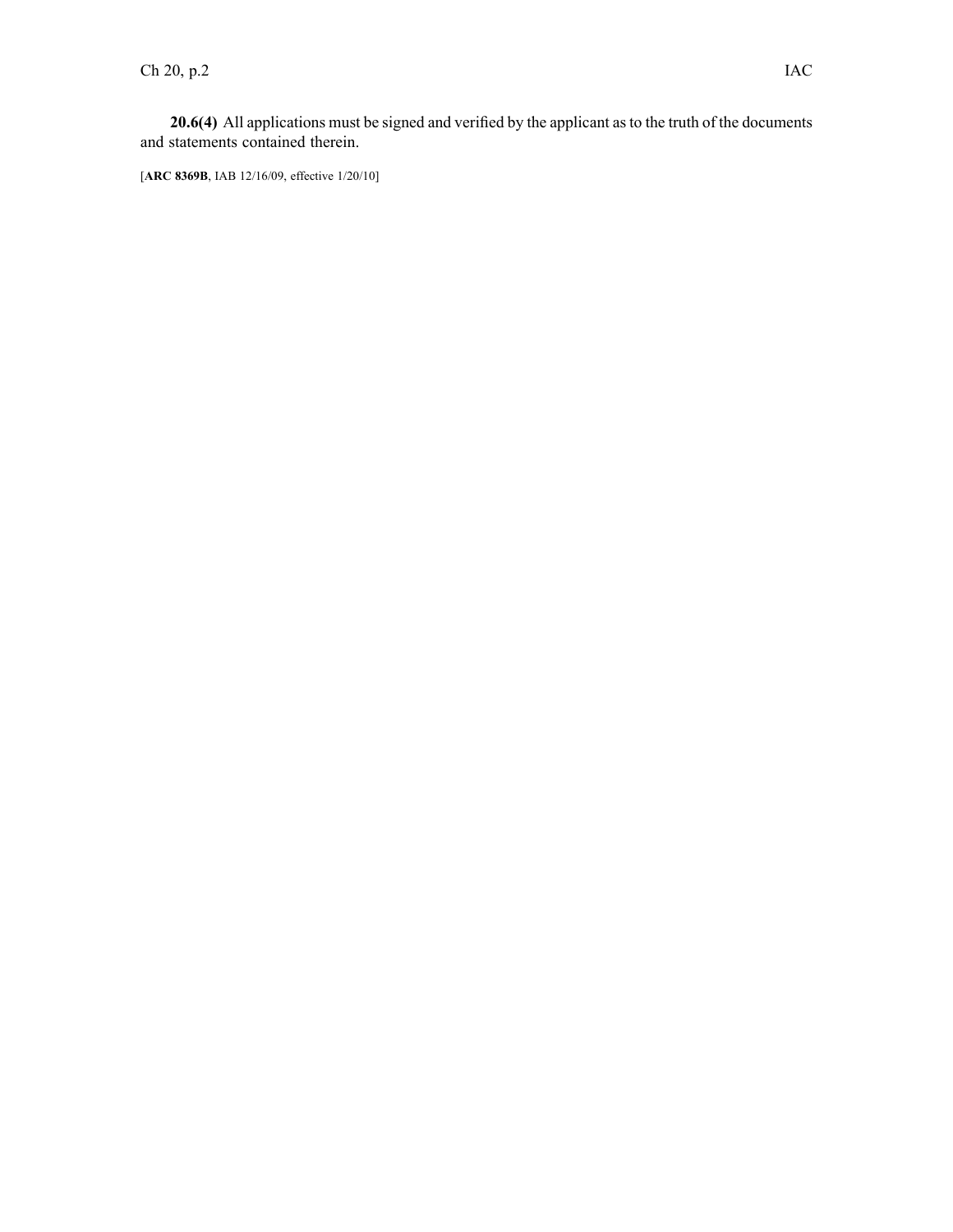**20.6(4)** All applications must be signed and verified by the applicant as to the truth of the documents and statements contained therein.

[**ARC 8369B**, IAB 12/16/09, effective 1/20/10]